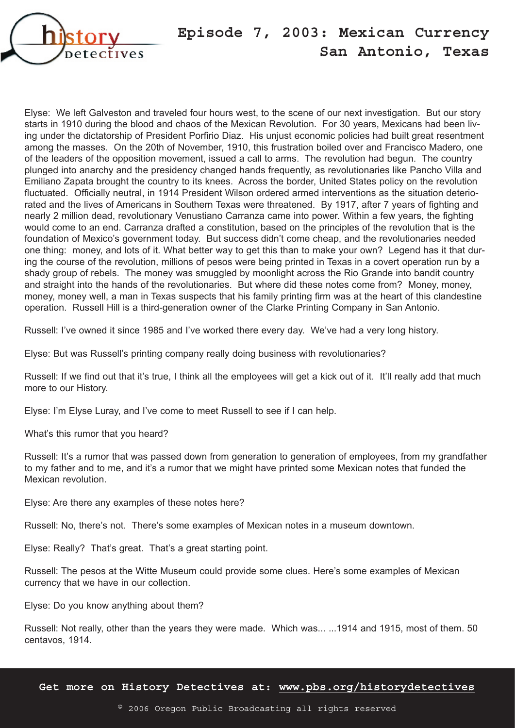# Episode 7, 2003: Mexican Currency San Antonio, Texas

Elyse: We left Galveston and traveled four hours west, to the scene of our next investigation. But our story starts in 1910 during the blood and chaos of the Mexican Revolution. For 30 years, Mexicans had been living under the dictatorship of President Porfirio Diaz. His unjust economic policies had built great resentment among the masses. On the 20th of November, 1910, this frustration boiled over and Francisco Madero, one of the leaders of the opposition movement, issued a call to arms. The revolution had begun. The country plunged into anarchy and the presidency changed hands frequently, as revolutionaries like Pancho Villa and Emiliano Zapata brought the country to its knees. Across the border, United States policy on the revolution fluctuated. Officially neutral, in 1914 President Wilson ordered armed interventions as the situation deteriorated and the lives of Americans in Southern Texas were threatened. By 1917, after 7 years of fighting and nearly 2 million dead, revolutionary Venustiano Carranza came into power. Within a few years, the fighting would come to an end. Carranza drafted a constitution, based on the principles of the revolution that is the foundation of Mexico's government today. But success didn't come cheap, and the revolutionaries needed one thing: money, and lots of it. What better way to get this than to make your own? Legend has it that during the course of the revolution, millions of pesos were being printed in Texas in a covert operation run by a shady group of rebels. The money was smuggled by moonlight across the Rio Grande into bandit country and straight into the hands of the revolutionaries. But where did these notes come from? Money, money, money, money well, a man in Texas suspects that his family printing firm was at the heart of this clandestine operation. Russell Hill is a third-generation owner of the Clarke Printing Company in San Antonio.

Russell: I've owned it since 1985 and I've worked there every day. We've had a very long history.

Elyse: But was Russell's printing company really doing business with revolutionaries?

Russell: If we find out that it's true, I think all the employees will get a kick out of it. It'll really add that much more to our History.

Elyse: I'm Elyse Luray, and I've come to meet Russell to see if I can help.

What's this rumor that you heard?

Russell: It's a rumor that was passed down from generation to generation of employees, from my grandfather to my father and to me, and it's a rumor that we might have printed some Mexican notes that funded the Mexican revolution.

Elyse: Are there any examples of these notes here?

Russell: No, there's not. There's some examples of Mexican notes in a museum downtown.

Elyse: Really? That's great. That's a great starting point.

Russell: The pesos at the Witte Museum could provide some clues. Here's some examples of Mexican currency that we have in our collection.

Elyse: Do you know anything about them?

Russell: Not really, other than the years they were made. Which was... ...1914 and 1915, most of them. 50 centavos, 1914.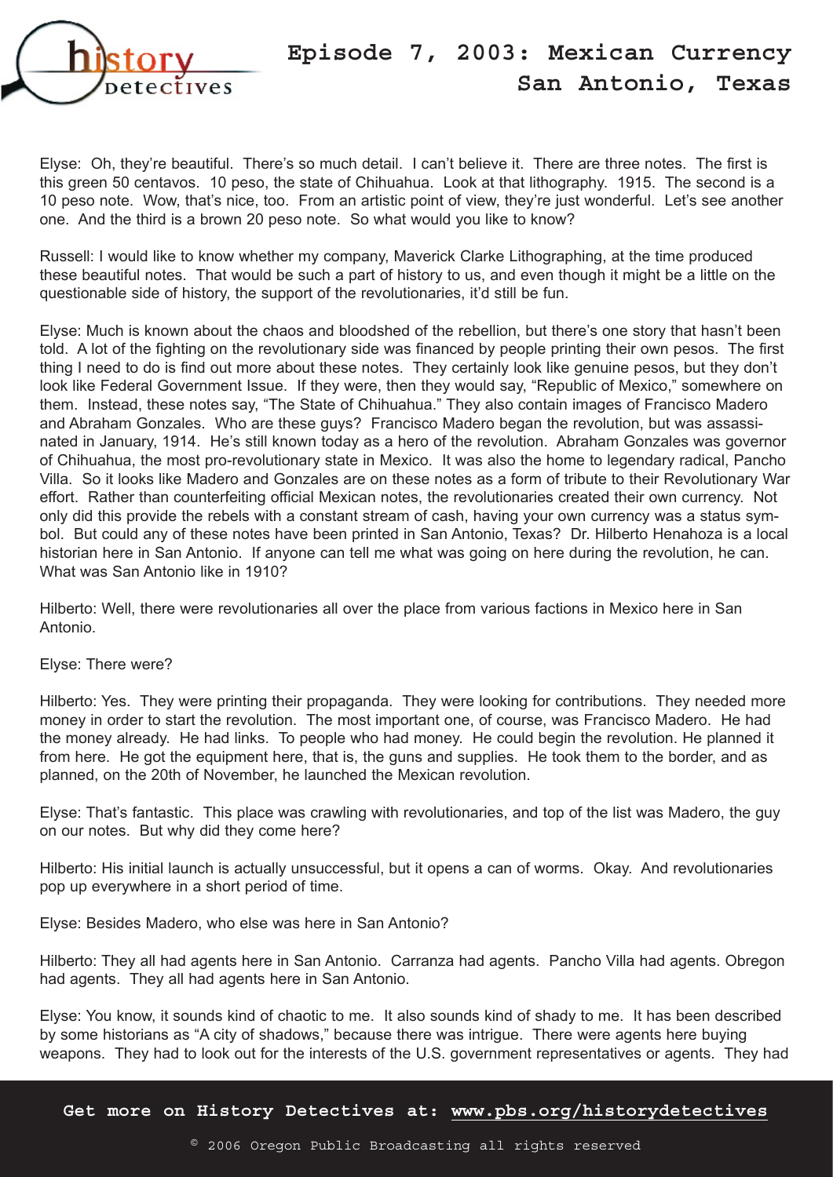Elyse: Oh, they're beautiful. There's so much detail. I can't believe it. There are three notes. The first is this green 50 centavos. 10 peso, the state of Chihuahua. Look at that lithography. 1915. The second is a 10 peso note. Wow, that's nice, too. From an artistic point of view, they're just wonderful. Let's see another one. And the third is a brown 20 peso note. So what would you like to know?

Russell: I would like to know whether my company, Maverick Clarke Lithographing, at the time produced these beautiful notes. That would be such a part of history to us, and even though it might be a little on the questionable side of history, the support of the revolutionaries, it'd still be fun.

Elyse: Much is known about the chaos and bloodshed of the rebellion, but there's one story that hasn't been told. A lot of the fighting on the revolutionary side was financed by people printing their own pesos. The first thing I need to do is find out more about these notes. They certainly look like genuine pesos, but they don't look like Federal Government Issue. If they were, then they would say, "Republic of Mexico," somewhere on them. Instead, these notes say, "The State of Chihuahua." They also contain images of Francisco Madero and Abraham Gonzales. Who are these guys? Francisco Madero began the revolution, but was assassinated in January, 1914. He's still known today as a hero of the revolution. Abraham Gonzales was governor of Chihuahua, the most pro-revolutionary state in Mexico. It was also the home to legendary radical, Pancho Villa. So it looks like Madero and Gonzales are on these notes as a form of tribute to their Revolutionary War effort. Rather than counterfeiting official Mexican notes, the revolutionaries created their own currency. Not only did this provide the rebels with a constant stream of cash, having your own currency was a status symbol. But could any of these notes have been printed in San Antonio, Texas? Dr. Hilberto Henahoza is a local historian here in San Antonio. If anyone can tell me what was going on here during the revolution, he can. What was San Antonio like in 1910?

Hilberto: Well, there were revolutionaries all over the place from various factions in Mexico here in San Antonio.

Elyse: There were?

Hilberto: Yes. They were printing their propaganda. They were looking for contributions. They needed more money in order to start the revolution. The most important one, of course, was Francisco Madero. He had the money already. He had links. To people who had money. He could begin the revolution. He planned it from here. He got the equipment here, that is, the guns and supplies. He took them to the border, and as planned, on the 20th of November, he launched the Mexican revolution.

Elyse: That's fantastic. This place was crawling with revolutionaries, and top of the list was Madero, the guy on our notes. But why did they come here?

Hilberto: His initial launch is actually unsuccessful, but it opens a can of worms. Okay. And revolutionaries pop up everywhere in a short period of time.

Elyse: Besides Madero, who else was here in San Antonio?

Hilberto: They all had agents here in San Antonio. Carranza had agents. Pancho Villa had agents. Obregon had agents. They all had agents here in San Antonio.

Elyse: You know, it sounds kind of chaotic to me. It also sounds kind of shady to me. It has been described by some historians as "A city of shadows," because there was intrigue. There were agents here buying weapons. They had to look out for the interests of the U.S. government representatives or agents. They had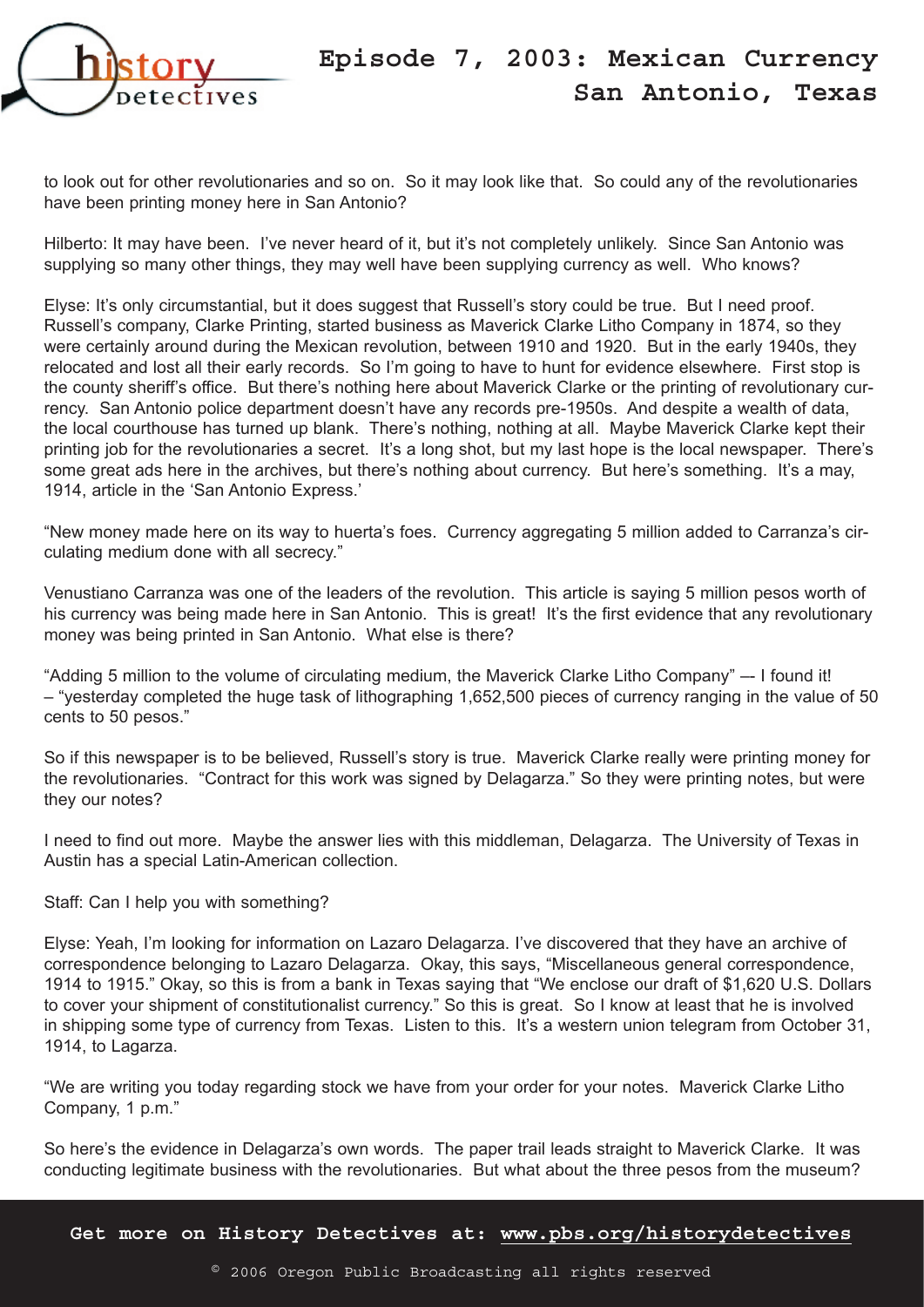to look out for other revolutionaries and so on. So it may look like that. So could any of the revolutionaries have been printing money here in San Antonio?

Hilberto: It may have been. I've never heard of it, but it's not completely unlikely. Since San Antonio was supplying so many other things, they may well have been supplying currency as well. Who knows?

Elyse: It's only circumstantial, but it does suggest that Russell's story could be true. But I need proof. Russell's company, Clarke Printing, started business as Maverick Clarke Litho Company in 1874, so they were certainly around during the Mexican revolution, between 1910 and 1920. But in the early 1940s, they relocated and lost all their early records. So I'm going to have to hunt for evidence elsewhere. First stop is the county sheriff's office. But there's nothing here about Maverick Clarke or the printing of revolutionary currency. San Antonio police department doesn't have any records pre-1950s. And despite a wealth of data, the local courthouse has turned up blank. There's nothing, nothing at all. Maybe Maverick Clarke kept their printing job for the revolutionaries a secret. It's a long shot, but my last hope is the local newspaper. There's some great ads here in the archives, but there's nothing about currency. But here's something. It's a may, 1914, article in the 'San Antonio Express.'

"New money made here on its way to huerta's foes. Currency aggregating 5 million added to Carranza's circulating medium done with all secrecy."

Venustiano Carranza was one of the leaders of the revolution. This article is saying 5 million pesos worth of his currency was being made here in San Antonio. This is great! It's the first evidence that any revolutionary money was being printed in San Antonio. What else is there?

"Adding 5 million to the volume of circulating medium, the Maverick Clarke Litho Company" –- I found it! – "yesterday completed the huge task of lithographing 1,652,500 pieces of currency ranging in the value of 50 cents to 50 pesos."

So if this newspaper is to be believed, Russell's story is true. Maverick Clarke really were printing money for the revolutionaries. "Contract for this work was signed by Delagarza." So they were printing notes, but were they our notes?

I need to find out more. Maybe the answer lies with this middleman, Delagarza. The University of Texas in Austin has a special Latin-American collection.

Staff: Can I help you with something?

Elyse: Yeah, I'm looking for information on Lazaro Delagarza. I've discovered that they have an archive of correspondence belonging to Lazaro Delagarza. Okay, this says, "Miscellaneous general correspondence, 1914 to 1915." Okay, so this is from a bank in Texas saying that "We enclose our draft of $1,620 U.S. Dollars to cover your shipment of constitutionalist currency." So this is great. So I know at least that he is involved in shipping some type of currency from Texas. Listen to this. It's a western union telegram from October 31, 1914, to Lagarza.

"We are writing you today regarding stock we have from your order for your notes. Maverick Clarke Litho Company, 1 p.m."

So here's the evidence in Delagarza's own words. The paper trail leads straight to Maverick Clarke. It was conducting legitimate business with the revolutionaries. But what about the three pesos from the museum?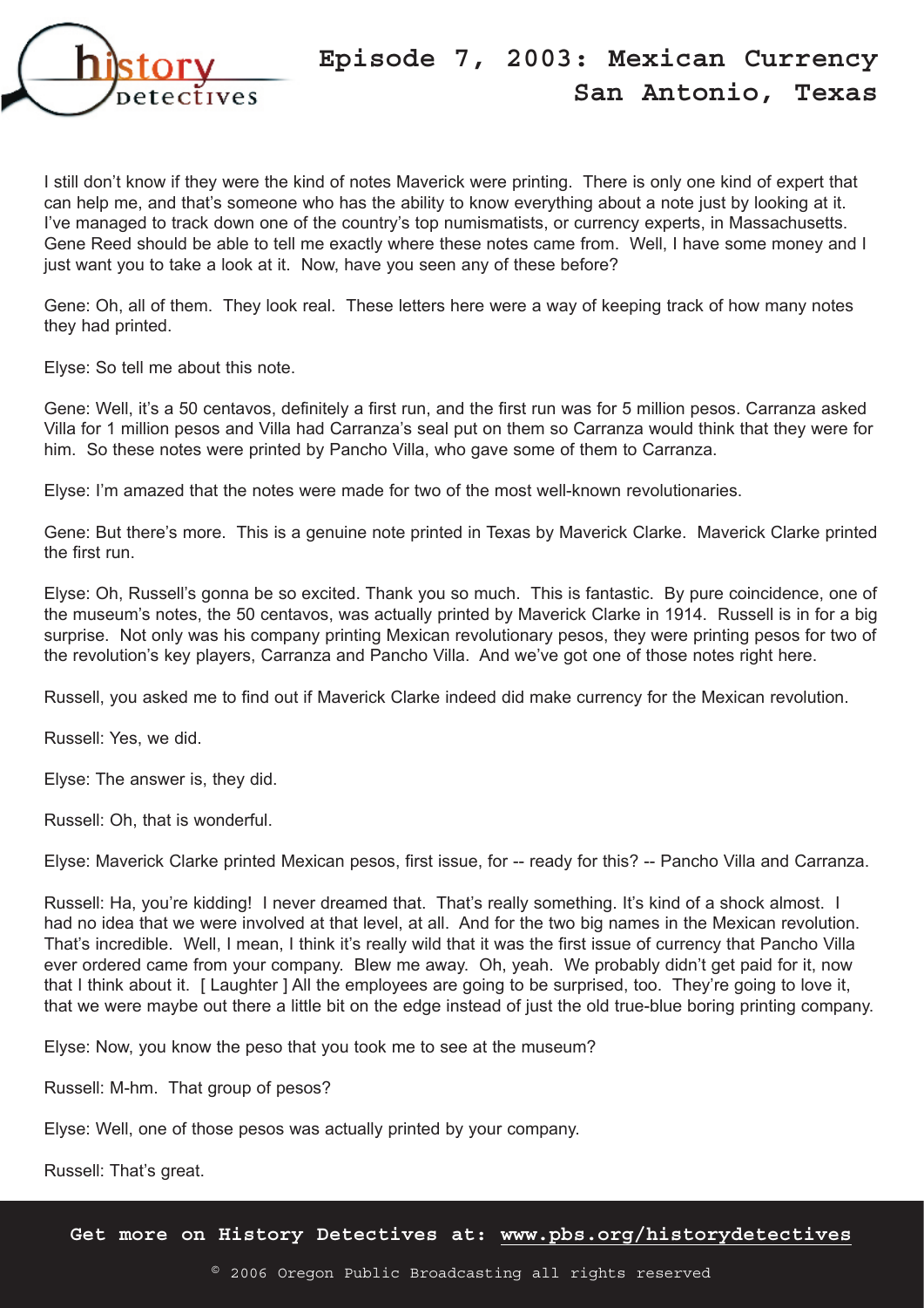I still don't know if they were the kind of notes Maverick were printing. There is only one kind of expert that can help me, and that's someone who has the ability to know everything about a note just by looking at it. I've managed to track down one of the country's top numismatists, or currency experts, in Massachusetts. Gene Reed should be able to tell me exactly where these notes came from. Well, I have some money and I just want you to take a look at it. Now, have you seen any of these before?

Gene: Oh, all of them. They look real. These letters here were a way of keeping track of how many notes they had printed.

Elyse: So tell me about this note.

Gene: Well, it's a 50 centavos, definitely a first run, and the first run was for 5 million pesos. Carranza asked Villa for 1 million pesos and Villa had Carranza's seal put on them so Carranza would think that they were for him. So these notes were printed by Pancho Villa, who gave some of them to Carranza.

Elyse: I'm amazed that the notes were made for two of the most well-known revolutionaries.

Gene: But there's more. This is a genuine note printed in Texas by Maverick Clarke. Maverick Clarke printed the first run.

Elyse: Oh, Russell's gonna be so excited. Thank you so much. This is fantastic. By pure coincidence, one of the museum's notes, the 50 centavos, was actually printed by Maverick Clarke in 1914. Russell is in for a big surprise. Not only was his company printing Mexican revolutionary pesos, they were printing pesos for two of the revolution's key players, Carranza and Pancho Villa. And we've got one of those notes right here.

Russell, you asked me to find out if Maverick Clarke indeed did make currency for the Mexican revolution.

Russell: Yes, we did.

Elyse: The answer is, they did.

Russell: Oh, that is wonderful.

Elyse: Maverick Clarke printed Mexican pesos, first issue, for -- ready for this? -- Pancho Villa and Carranza.

Russell: Ha, you're kidding! I never dreamed that. That's really something. It's kind of a shock almost. I had no idea that we were involved at that level, at all. And for the two big names in the Mexican revolution. That's incredible. Well, I mean, I think it's really wild that it was the first issue of currency that Pancho Villa ever ordered came from your company. Blew me away. Oh, yeah. We probably didn't get paid for it, now that I think about it. [ Laughter ] All the employees are going to be surprised, too. They're going to love it, that we were maybe out there a little bit on the edge instead of just the old true-blue boring printing company.

Elyse: Now, you know the peso that you took me to see at the museum?

Russell: M-hm. That group of pesos?

Elyse: Well, one of those pesos was actually printed by your company.

Russell: That's great.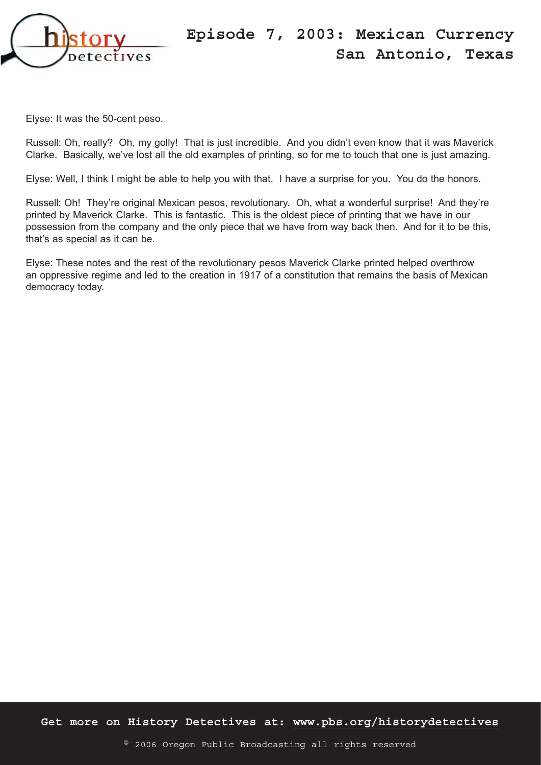Elyse: It was the 50-cent peso.

Russell: Oh, really? Oh, my golly! That is just incredible. And you didn't even know that it was Maverick Clarke. Basically, we've lost all the old examples of printing, so for me to touch that one is just amazing.

Elyse: Well, I think I might be able to help you with that. I have a surprise for you. You do the honors.

Russell: Oh! They're original Mexican pesos, revolutionary. Oh, what a wonderful surprise! And they're printed by Maverick Clarke. This is fantastic. This is the oldest piece of printing that we have in our possession from the company and the only piece that we have from way back then. And for it to be this, that's as special as it can be.

Elyse: These notes and the rest of the revolutionary pesos Maverick Clarke printed helped overthrow an oppressive regime and led to the creation in 1917 of a constitution that remains the basis of Mexican democracy today.